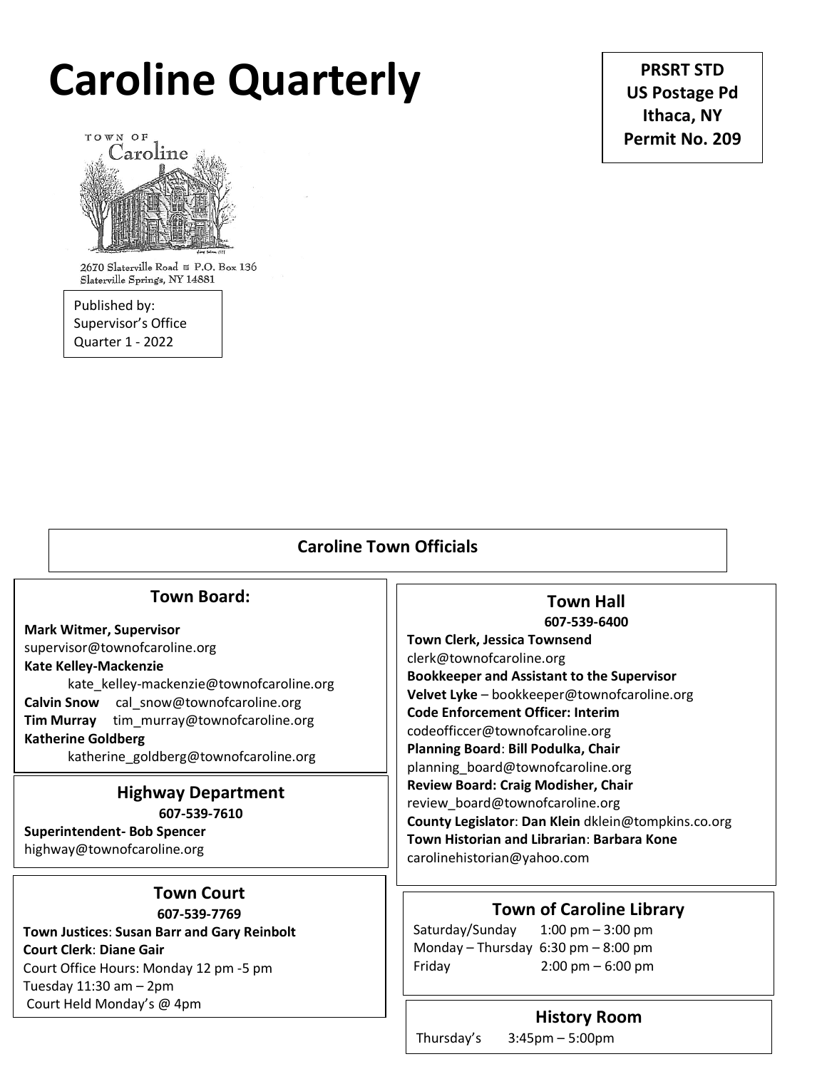# Caroline Quarterly

**PRSRT STD**
**US Postage Pd**
**Ithaca, NY**
**Permit No. 209**

TOWN OF
Caroline

2670 Slaterville Road ▪ P.O. Box 136
Slaterville Springs, NY 14881

Published by:
Supervisor's Office
Quarter 1 - 2022

## Caroline Town Officials

### Town Board:

**Mark Witmer, Supervisor**
supervisor@townofcaroline.org
**Kate Kelley-Mackenzie**
kate_kelley-mackenzie@townofcaroline.org
**Calvin Snow** cal_snow@townofcaroline.org
**Tim Murray** tim_murray@townofcaroline.org
**Katherine Goldberg**
katherine_goldberg@townofcaroline.org

### Highway Department

**607-539-7610**

**Superintendent- Bob Spencer**
highway@townofcaroline.org

### Town Court

**607-539-7769**

**Town Justices**: **Susan Barr and Gary Reinbolt**
**Court Clerk**: **Diane Gair**
Court Office Hours: Monday 12 pm -5 pm
Tuesday 11:30 am – 2pm
Court Held Monday's @ 4pm

### Town Hall

**607-539-6400**

**Town Clerk, Jessica Townsend**
clerk@townofcaroline.org
**Bookkeeper and Assistant to the Supervisor**
**Velvet Lyke** – bookkeeper@townofcaroline.org
**Code Enforcement Officer: Interim**
codeofficcer@townofcaroline.org
**Planning Board**: **Bill Podulka, Chair**
planning_board@townofcaroline.org
**Review Board: Craig Modisher, Chair**
review_board@townofcaroline.org
**County Legislator**: **Dan Klein** dklein@tompkins.co.org
**Town Historian and Librarian**: **Barbara Kone**
carolinehistorian@yahoo.com

### Town of Caroline Library

Saturday/Sunday 1:00 pm – 3:00 pm
Monday – Thursday 6:30 pm – 8:00 pm
Friday 2:00 pm – 6:00 pm

### History Room

Thursday's 3:45pm – 5:00pm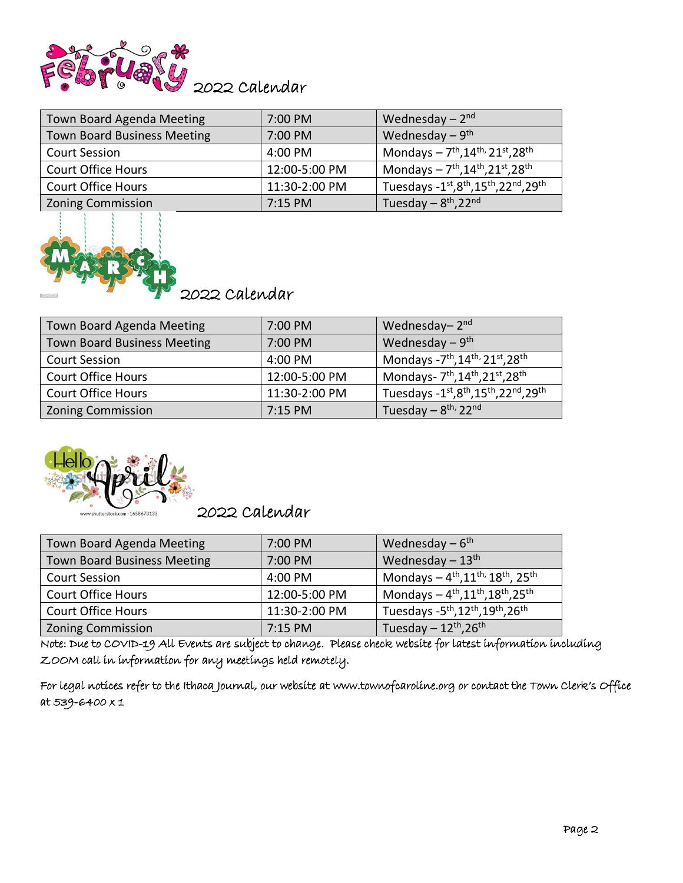## February 2022 Calendar

| Town Board Agenda Meeting | 7:00 PM | Wednesday – 2nd |
|---|---|---|
| Town Board Business Meeting | 7:00 PM | Wednesday – 9th |
| Court Session | 4:00 PM | Mondays – 7th, 14th, 21st, 28th |
| Court Office Hours | 12:00-5:00 PM | Mondays – 7th, 14th, 21st, 28th |
| Court Office Hours | 11:30-2:00 PM | Tuesdays -1st, 8th, 15th, 22nd, 29th |
| Zoning Commission | 7:15 PM | Tuesday – 8th, 22nd |

## March 2022 Calendar

| Town Board Agenda Meeting | 7:00 PM | Wednesday– 2nd |
|---|---|---|
| Town Board Business Meeting | 7:00 PM | Wednesday – 9th |
| Court Session | 4:00 PM | Mondays -7th, 14th, 21st, 28th |
| Court Office Hours | 12:00-5:00 PM | Mondays- 7th, 14th, 21st, 28th |
| Court Office Hours | 11:30-2:00 PM | Tuesdays -1st, 8th, 15th, 22nd, 29th |
| Zoning Commission | 7:15 PM | Tuesday – 8th, 22nd |

## Hello April 2022 Calendar

| Town Board Agenda Meeting | 7:00 PM | Wednesday – 6th |
|---|---|---|
| Town Board Business Meeting | 7:00 PM | Wednesday – 13th |
| Court Session | 4:00 PM | Mondays – 4th, 11th, 18th, 25th |
| Court Office Hours | 12:00-5:00 PM | Mondays – 4th, 11th, 18th, 25th |
| Court Office Hours | 11:30-2:00 PM | Tuesdays -5th, 12th, 19th, 26th |
| Zoning Commission | 7:15 PM | Tuesday – 12th, 26th |

Note: Due to COVID-19 All Events are subject to change. Please check website for latest information including ZOOM call in information for any meetings held remotely.

For legal notices refer to the Ithaca Journal, our website at www.townofcaroline.org or contact the Town Clerk's Office at 539-6400 x 1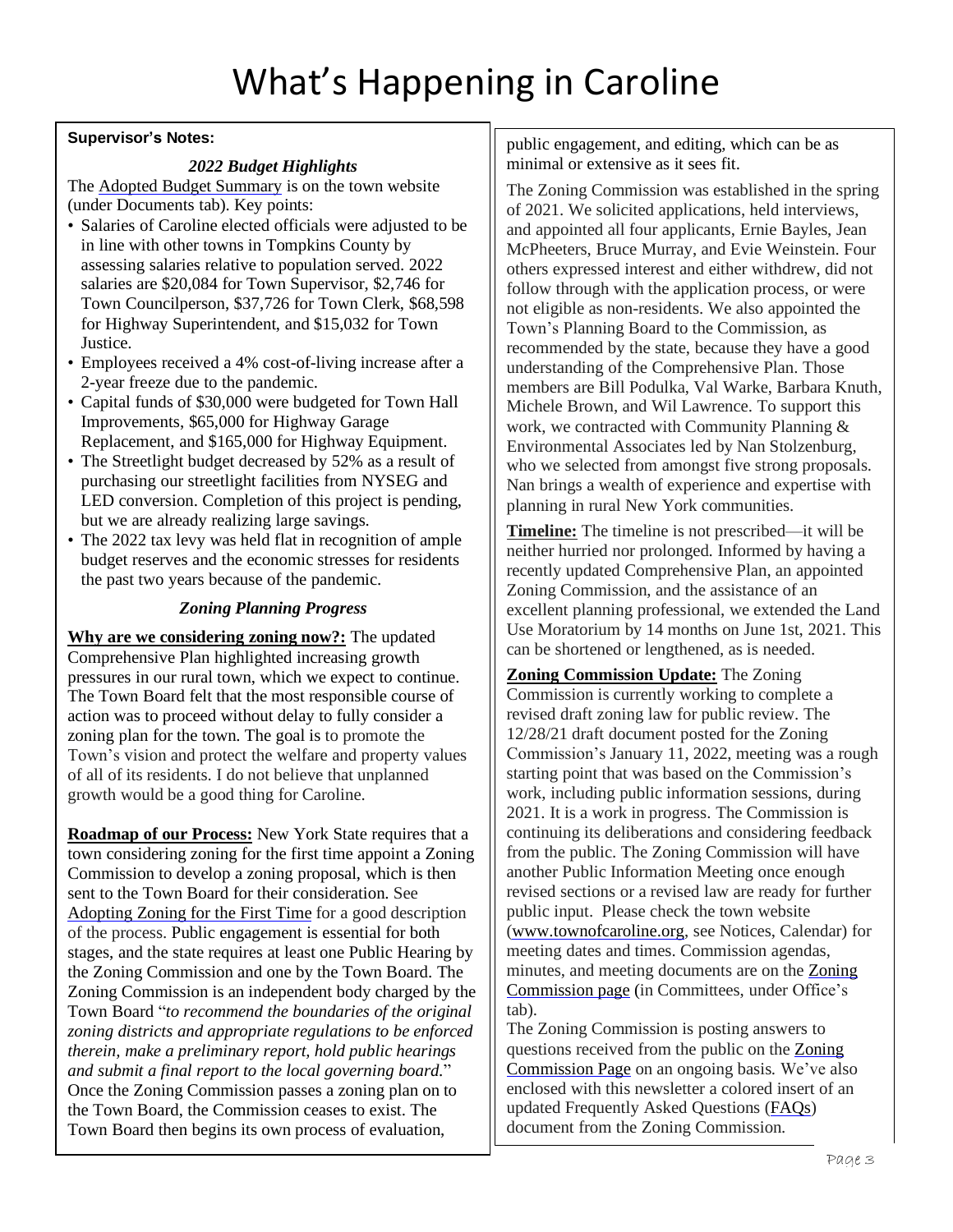# What's Happening in Caroline

**Supervisor's Notes:**

### *2022 Budget Highlights*

The Adopted Budget Summary is on the town website (under Documents tab). Key points:

- Salaries of Caroline elected officials were adjusted to be in line with other towns in Tompkins County by assessing salaries relative to population served. 2022 salaries are $20,084 for Town Supervisor, $2,746 for Town Councilperson, $37,726 for Town Clerk, $68,598 for Highway Superintendent, and $15,032 for Town Justice.
- Employees received a 4% cost-of-living increase after a 2-year freeze due to the pandemic.
- Capital funds of $30,000 were budgeted for Town Hall Improvements, $65,000 for Highway Garage Replacement, and $165,000 for Highway Equipment.
- The Streetlight budget decreased by 52% as a result of purchasing our streetlight facilities from NYSEG and LED conversion. Completion of this project is pending, but we are already realizing large savings.
- The 2022 tax levy was held flat in recognition of ample budget reserves and the economic stresses for residents the past two years because of the pandemic.

### *Zoning Planning Progress*

**Why are we considering zoning now?:** The updated Comprehensive Plan highlighted increasing growth pressures in our rural town, which we expect to continue. The Town Board felt that the most responsible course of action was to proceed without delay to fully consider a zoning plan for the town. The goal is to promote the Town's vision and protect the welfare and property values of all of its residents. I do not believe that unplanned growth would be a good thing for Caroline.

**Roadmap of our Process:** New York State requires that a town considering zoning for the first time appoint a Zoning Commission to develop a zoning proposal, which is then sent to the Town Board for their consideration. See Adopting Zoning for the First Time for a good description of the process. Public engagement is essential for both stages, and the state requires at least one Public Hearing by the Zoning Commission and one by the Town Board. The Zoning Commission is an independent body charged by the Town Board "*to recommend the boundaries of the original zoning districts and appropriate regulations to be enforced therein, make a preliminary report, hold public hearings and submit a final report to the local governing board.*" Once the Zoning Commission passes a zoning plan on to the Town Board, the Commission ceases to exist. The Town Board then begins its own process of evaluation, public engagement, and editing, which can be as minimal or extensive as it sees fit.

The Zoning Commission was established in the spring of 2021. We solicited applications, held interviews, and appointed all four applicants, Ernie Bayles, Jean McPheeters, Bruce Murray, and Evie Weinstein. Four others expressed interest and either withdrew, did not follow through with the application process, or were not eligible as non-residents. We also appointed the Town's Planning Board to the Commission, as recommended by the state, because they have a good understanding of the Comprehensive Plan. Those members are Bill Podulka, Val Warke, Barbara Knuth, Michele Brown, and Wil Lawrence. To support this work, we contracted with Community Planning & Environmental Associates led by Nan Stolzenburg, who we selected from amongst five strong proposals. Nan brings a wealth of experience and expertise with planning in rural New York communities.

**Timeline:** The timeline is not prescribed—it will be neither hurried nor prolonged. Informed by having a recently updated Comprehensive Plan, an appointed Zoning Commission, and the assistance of an excellent planning professional, we extended the Land Use Moratorium by 14 months on June 1st, 2021. This can be shortened or lengthened, as is needed.

**Zoning Commission Update:** The Zoning Commission is currently working to complete a revised draft zoning law for public review. The 12/28/21 draft document posted for the Zoning Commission's January 11, 2022, meeting was a rough starting point that was based on the Commission's work, including public information sessions, during 2021. It is a work in progress. The Commission is continuing its deliberations and considering feedback from the public. The Zoning Commission will have another Public Information Meeting once enough revised sections or a revised law are ready for further public input. Please check the town website (www.townofcaroline.org, see Notices, Calendar) for meeting dates and times. Commission agendas, minutes, and meeting documents are on the Zoning Commission page (in Committees, under Office's tab).

The Zoning Commission is posting answers to questions received from the public on the Zoning Commission Page on an ongoing basis. We've also enclosed with this newsletter a colored insert of an updated Frequently Asked Questions (FAQs) document from the Zoning Commission.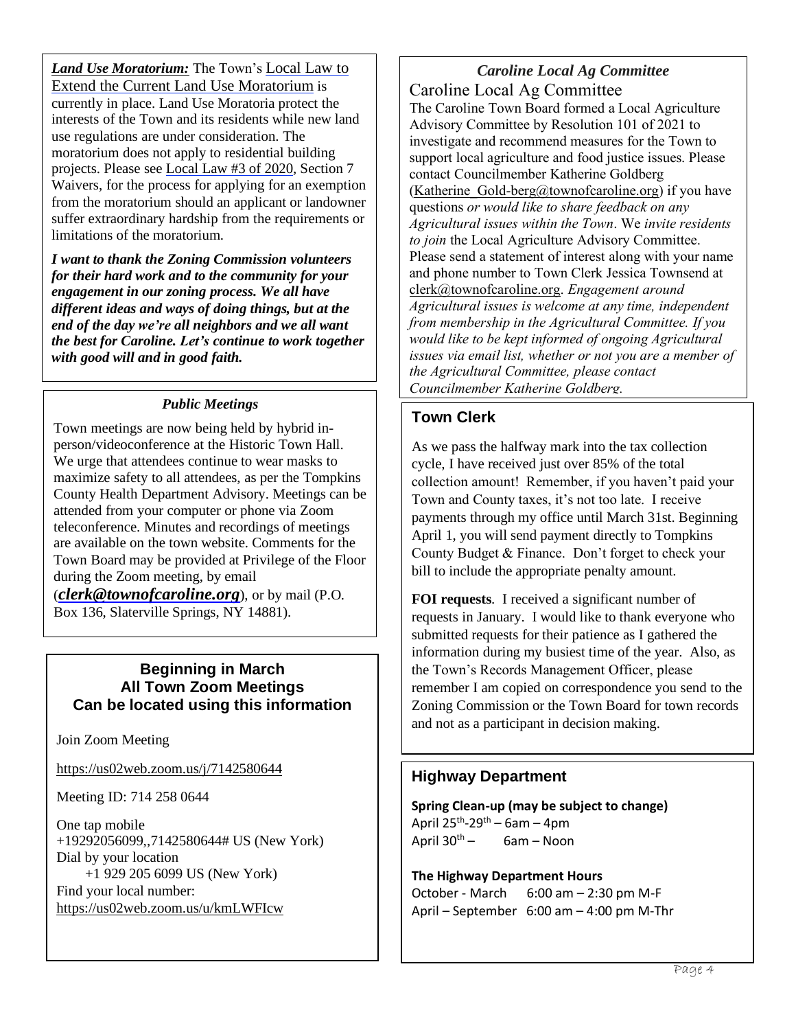***Land Use Moratorium:*** The Town's Local Law to Extend the Current Land Use Moratorium is currently in place. Land Use Moratoria protect the interests of the Town and its residents while new land use regulations are under consideration. The moratorium does not apply to residential building projects. Please see Local Law #3 of 2020, Section 7 Waivers, for the process for applying for an exemption from the moratorium should an applicant or landowner suffer extraordinary hardship from the requirements or limitations of the moratorium.

***I want to thank the Zoning Commission volunteers for their hard work and to the community for your engagement in our zoning process. We all have different ideas and ways of doing things, but at the end of the day we're all neighbors and we all want the best for Caroline. Let's continue to work together with good will and in good faith.***

### *Public Meetings*

Town meetings are now being held by hybrid in-person/videoconference at the Historic Town Hall. We urge that attendees continue to wear masks to maximize safety to all attendees, as per the Tompkins County Health Department Advisory. Meetings can be attended from your computer or phone via Zoom teleconference. Minutes and recordings of meetings are available on the town website. Comments for the Town Board may be provided at Privilege of the Floor during the Zoom meeting, by email (***clerk@townofcaroline.org***), or by mail (P.O. Box 136, Slaterville Springs, NY 14881).

### Beginning in March All Town Zoom Meetings Can be located using this information

Join Zoom Meeting

https://us02web.zoom.us/j/7142580644

Meeting ID: 714 258 0644

One tap mobile
+19292056099,,7142580644# US (New York)
Dial by your location
+1 929 205 6099 US (New York)
Find your local number:
https://us02web.zoom.us/u/kmLWFIcw

### *Caroline Local Ag Committee*

Caroline Local Ag Committee

The Caroline Town Board formed a Local Agriculture Advisory Committee by Resolution 101 of 2021 to investigate and recommend measures for the Town to support local agriculture and food justice issues. Please contact Councilmember Katherine Goldberg (Katherine_Gold-berg@townofcaroline.org) if you have questions *or would like to share feedback on any Agricultural issues within the Town*. We *invite residents to join* the Local Agriculture Advisory Committee. Please send a statement of interest along with your name and phone number to Town Clerk Jessica Townsend at clerk@townofcaroline.org. *Engagement around Agricultural issues is welcome at any time, independent from membership in the Agricultural Committee. If you would like to be kept informed of ongoing Agricultural issues via email list, whether or not you are a member of the Agricultural Committee, please contact Councilmember Katherine Goldberg.*

## Town Clerk

As we pass the halfway mark into the tax collection cycle, I have received just over 85% of the total collection amount! Remember, if you haven't paid your Town and County taxes, it's not too late. I receive payments through my office until March 31st. Beginning April 1, you will send payment directly to Tompkins County Budget & Finance. Don't forget to check your bill to include the appropriate penalty amount.

**FOI requests**. I received a significant number of requests in January. I would like to thank everyone who submitted requests for their patience as I gathered the information during my busiest time of the year. Also, as the Town's Records Management Officer, please remember I am copied on correspondence you send to the Zoning Commission or the Town Board for town records and not as a participant in decision making.

## Highway Department

**Spring Clean-up (may be subject to change)**
April 25th-29th – 6am – 4pm
April 30th – 6am – Noon

**The Highway Department Hours**
October - March 6:00 am – 2:30 pm M-F
April – September 6:00 am – 4:00 pm M-Thr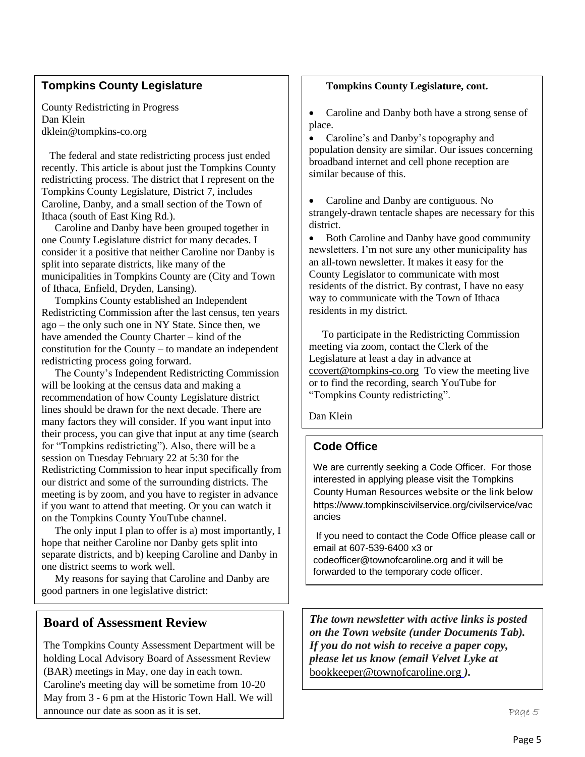## Tompkins County Legislature

County Redistricting in Progress
Dan Klein
dklein@tompkins-co.org

The federal and state redistricting process just ended recently. This article is about just the Tompkins County redistricting process. The district that I represent on the Tompkins County Legislature, District 7, includes Caroline, Danby, and a small section of the Town of Ithaca (south of East King Rd.).

Caroline and Danby have been grouped together in one County Legislature district for many decades. I consider it a positive that neither Caroline nor Danby is split into separate districts, like many of the municipalities in Tompkins County are (City and Town of Ithaca, Enfield, Dryden, Lansing).

Tompkins County established an Independent Redistricting Commission after the last census, ten years ago – the only such one in NY State. Since then, we have amended the County Charter – kind of the constitution for the County – to mandate an independent redistricting process going forward.

The County's Independent Redistricting Commission will be looking at the census data and making a recommendation of how County Legislature district lines should be drawn for the next decade. There are many factors they will consider. If you want input into their process, you can give that input at any time (search for "Tompkins redistricting"). Also, there will be a session on Tuesday February 22 at 5:30 for the Redistricting Commission to hear input specifically from our district and some of the surrounding districts. The meeting is by zoom, and you have to register in advance if you want to attend that meeting. Or you can watch it on the Tompkins County YouTube channel.

The only input I plan to offer is a) most importantly, I hope that neither Caroline nor Danby gets split into separate districts, and b) keeping Caroline and Danby in one district seems to work well.

My reasons for saying that Caroline and Danby are good partners in one legislative district:

### Tompkins County Legislature, cont.

- Caroline and Danby both have a strong sense of place.
- Caroline's and Danby's topography and population density are similar. Our issues concerning broadband internet and cell phone reception are similar because of this.
- Caroline and Danby are contiguous. No strangely-drawn tentacle shapes are necessary for this district.
- Both Caroline and Danby have good community newsletters. I'm not sure any other municipality has an all-town newsletter. It makes it easy for the County Legislator to communicate with most residents of the district. By contrast, I have no easy way to communicate with the Town of Ithaca residents in my district.

To participate in the Redistricting Commission meeting via zoom, contact the Clerk of the Legislature at least a day in advance at ccovert@tompkins-co.org To view the meeting live or to find the recording, search YouTube for "Tompkins County redistricting".

Dan Klein

## Board of Assessment Review

The Tompkins County Assessment Department will be holding Local Advisory Board of Assessment Review (BAR) meetings in May, one day in each town. Caroline's meeting day will be sometime from 10-20 May from 3 - 6 pm at the Historic Town Hall. We will announce our date as soon as it is set.

## Code Office

We are currently seeking a Code Officer. For those interested in applying please visit the Tompkins County Human Resources website or the link below https://www.tompkinscivilservice.org/civilservice/vacancies

If you need to contact the Code Office please call or email at 607-539-6400 x3 or codeofficer@townofcaroline.org and it will be forwarded to the temporary code officer.

***The town newsletter with active links is posted on the Town website (under Documents Tab). If you do not wish to receive a paper copy, please let us know (email Velvet Lyke at*** bookkeeper@townofcaroline.org ***).***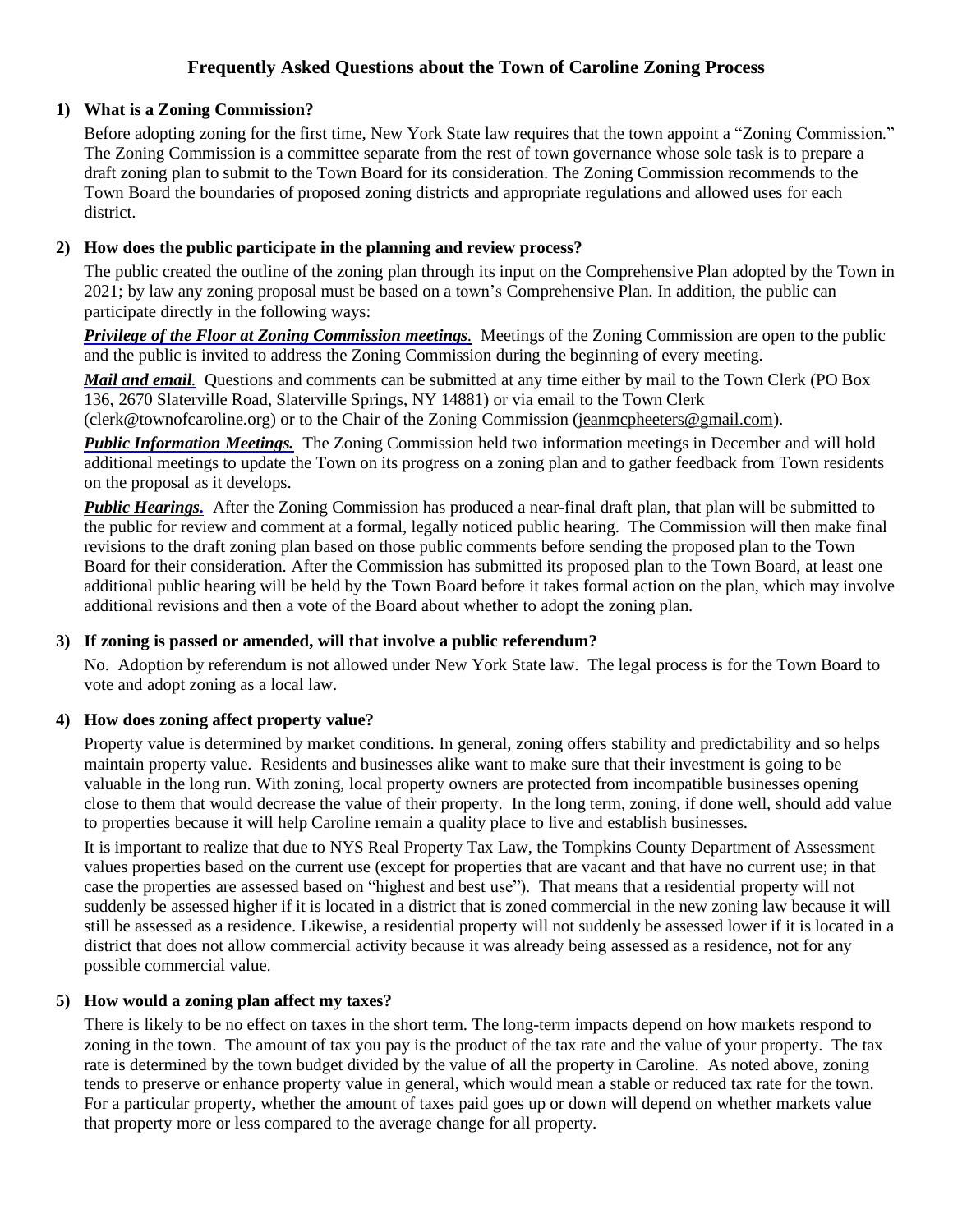# Frequently Asked Questions about the Town of Caroline Zoning Process

**1) What is a Zoning Commission?**

Before adopting zoning for the first time, New York State law requires that the town appoint a "Zoning Commission." The Zoning Commission is a committee separate from the rest of town governance whose sole task is to prepare a draft zoning plan to submit to the Town Board for its consideration. The Zoning Commission recommends to the Town Board the boundaries of proposed zoning districts and appropriate regulations and allowed uses for each district.

**2) How does the public participate in the planning and review process?**

The public created the outline of the zoning plan through its input on the Comprehensive Plan adopted by the Town in 2021; by law any zoning proposal must be based on a town's Comprehensive Plan. In addition, the public can participate directly in the following ways:

***Privilege of the Floor at Zoning Commission meetings.*** Meetings of the Zoning Commission are open to the public and the public is invited to address the Zoning Commission during the beginning of every meeting.

***Mail and email.*** Questions and comments can be submitted at any time either by mail to the Town Clerk (PO Box 136, 2670 Slaterville Road, Slaterville Springs, NY 14881) or via email to the Town Clerk (clerk@townofcaroline.org) or to the Chair of the Zoning Commission (jeanmcpheeters@gmail.com).

***Public Information Meetings.*** The Zoning Commission held two information meetings in December and will hold additional meetings to update the Town on its progress on a zoning plan and to gather feedback from Town residents on the proposal as it develops.

***Public Hearings.*** After the Zoning Commission has produced a near-final draft plan, that plan will be submitted to the public for review and comment at a formal, legally noticed public hearing. The Commission will then make final revisions to the draft zoning plan based on those public comments before sending the proposed plan to the Town Board for their consideration. After the Commission has submitted its proposed plan to the Town Board, at least one additional public hearing will be held by the Town Board before it takes formal action on the plan, which may involve additional revisions and then a vote of the Board about whether to adopt the zoning plan.

**3) If zoning is passed or amended, will that involve a public referendum?**

No. Adoption by referendum is not allowed under New York State law. The legal process is for the Town Board to vote and adopt zoning as a local law.

**4) How does zoning affect property value?**

Property value is determined by market conditions. In general, zoning offers stability and predictability and so helps maintain property value. Residents and businesses alike want to make sure that their investment is going to be valuable in the long run. With zoning, local property owners are protected from incompatible businesses opening close to them that would decrease the value of their property. In the long term, zoning, if done well, should add value to properties because it will help Caroline remain a quality place to live and establish businesses.

It is important to realize that due to NYS Real Property Tax Law, the Tompkins County Department of Assessment values properties based on the current use (except for properties that are vacant and that have no current use; in that case the properties are assessed based on "highest and best use"). That means that a residential property will not suddenly be assessed higher if it is located in a district that is zoned commercial in the new zoning law because it will still be assessed as a residence. Likewise, a residential property will not suddenly be assessed lower if it is located in a district that does not allow commercial activity because it was already being assessed as a residence, not for any possible commercial value.

**5) How would a zoning plan affect my taxes?**

There is likely to be no effect on taxes in the short term. The long-term impacts depend on how markets respond to zoning in the town. The amount of tax you pay is the product of the tax rate and the value of your property. The tax rate is determined by the town budget divided by the value of all the property in Caroline. As noted above, zoning tends to preserve or enhance property value in general, which would mean a stable or reduced tax rate for the town. For a particular property, whether the amount of taxes paid goes up or down will depend on whether markets value that property more or less compared to the average change for all property.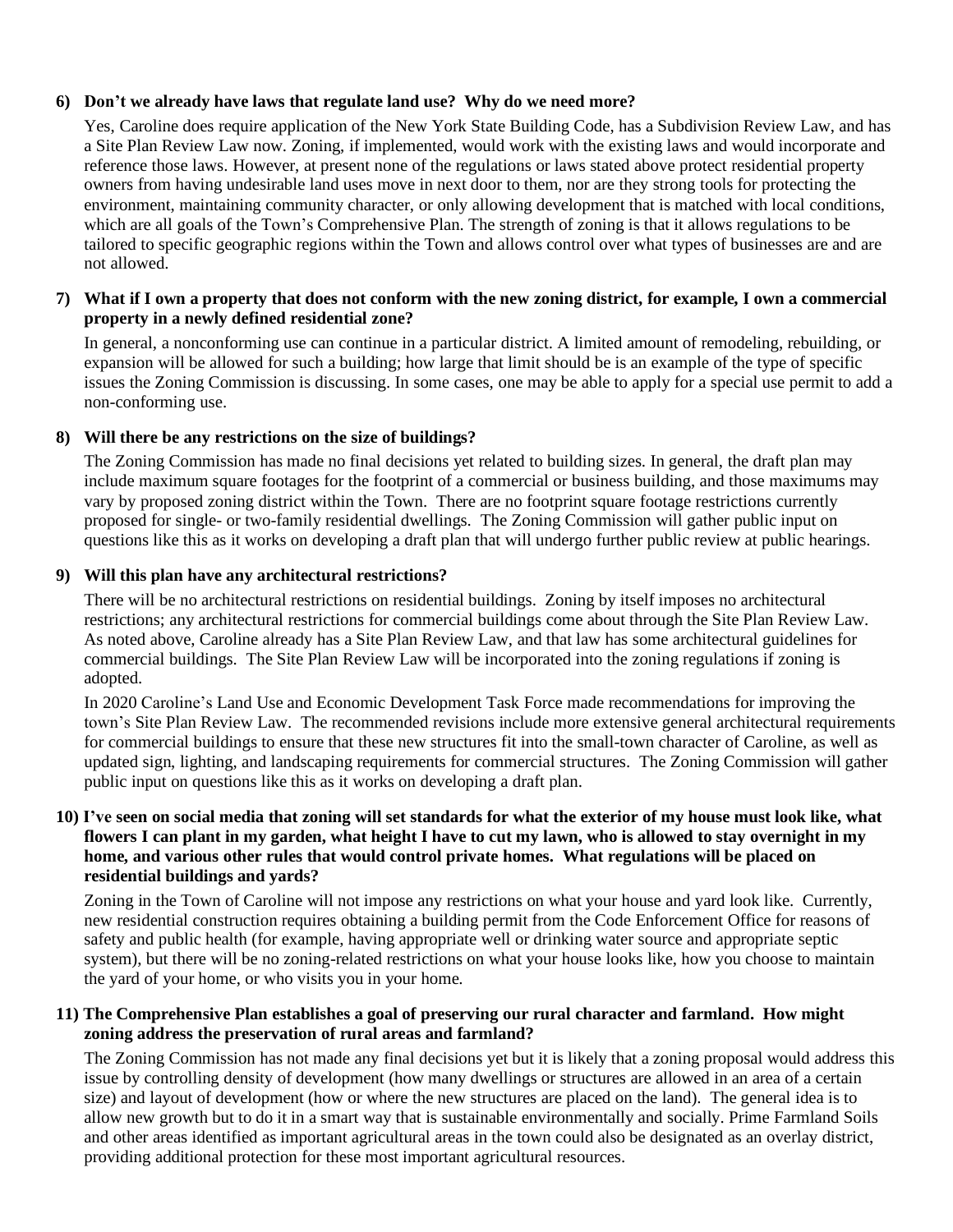**6) Don't we already have laws that regulate land use? Why do we need more?**

Yes, Caroline does require application of the New York State Building Code, has a Subdivision Review Law, and has a Site Plan Review Law now. Zoning, if implemented, would work with the existing laws and would incorporate and reference those laws. However, at present none of the regulations or laws stated above protect residential property owners from having undesirable land uses move in next door to them, nor are they strong tools for protecting the environment, maintaining community character, or only allowing development that is matched with local conditions, which are all goals of the Town's Comprehensive Plan. The strength of zoning is that it allows regulations to be tailored to specific geographic regions within the Town and allows control over what types of businesses are and are not allowed.

**7) What if I own a property that does not conform with the new zoning district, for example, I own a commercial property in a newly defined residential zone?**

In general, a nonconforming use can continue in a particular district. A limited amount of remodeling, rebuilding, or expansion will be allowed for such a building; how large that limit should be is an example of the type of specific issues the Zoning Commission is discussing. In some cases, one may be able to apply for a special use permit to add a non-conforming use.

**8) Will there be any restrictions on the size of buildings?**

The Zoning Commission has made no final decisions yet related to building sizes. In general, the draft plan may include maximum square footages for the footprint of a commercial or business building, and those maximums may vary by proposed zoning district within the Town. There are no footprint square footage restrictions currently proposed for single- or two-family residential dwellings. The Zoning Commission will gather public input on questions like this as it works on developing a draft plan that will undergo further public review at public hearings.

**9) Will this plan have any architectural restrictions?**

There will be no architectural restrictions on residential buildings. Zoning by itself imposes no architectural restrictions; any architectural restrictions for commercial buildings come about through the Site Plan Review Law. As noted above, Caroline already has a Site Plan Review Law, and that law has some architectural guidelines for commercial buildings. The Site Plan Review Law will be incorporated into the zoning regulations if zoning is adopted.

In 2020 Caroline's Land Use and Economic Development Task Force made recommendations for improving the town's Site Plan Review Law. The recommended revisions include more extensive general architectural requirements for commercial buildings to ensure that these new structures fit into the small-town character of Caroline, as well as updated sign, lighting, and landscaping requirements for commercial structures. The Zoning Commission will gather public input on questions like this as it works on developing a draft plan.

**10) I've seen on social media that zoning will set standards for what the exterior of my house must look like, what flowers I can plant in my garden, what height I have to cut my lawn, who is allowed to stay overnight in my home, and various other rules that would control private homes. What regulations will be placed on residential buildings and yards?**

Zoning in the Town of Caroline will not impose any restrictions on what your house and yard look like. Currently, new residential construction requires obtaining a building permit from the Code Enforcement Office for reasons of safety and public health (for example, having appropriate well or drinking water source and appropriate septic system), but there will be no zoning-related restrictions on what your house looks like, how you choose to maintain the yard of your home, or who visits you in your home.

**11) The Comprehensive Plan establishes a goal of preserving our rural character and farmland. How might zoning address the preservation of rural areas and farmland?**

The Zoning Commission has not made any final decisions yet but it is likely that a zoning proposal would address this issue by controlling density of development (how many dwellings or structures are allowed in an area of a certain size) and layout of development (how or where the new structures are placed on the land). The general idea is to allow new growth but to do it in a smart way that is sustainable environmentally and socially. Prime Farmland Soils and other areas identified as important agricultural areas in the town could also be designated as an overlay district, providing additional protection for these most important agricultural resources.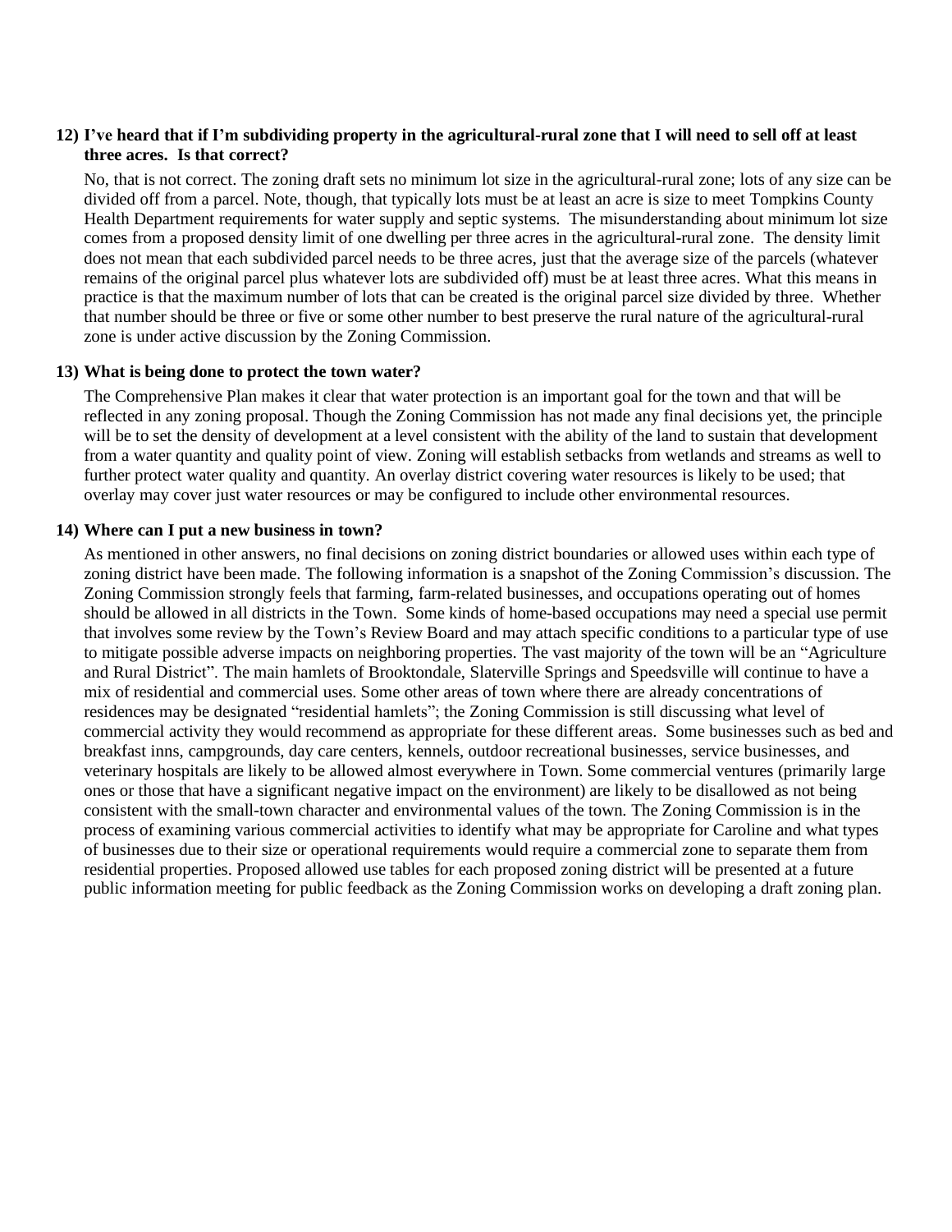**12) I've heard that if I'm subdividing property in the agricultural-rural zone that I will need to sell off at least three acres. Is that correct?**

No, that is not correct. The zoning draft sets no minimum lot size in the agricultural-rural zone; lots of any size can be divided off from a parcel. Note, though, that typically lots must be at least an acre is size to meet Tompkins County Health Department requirements for water supply and septic systems. The misunderstanding about minimum lot size comes from a proposed density limit of one dwelling per three acres in the agricultural-rural zone. The density limit does not mean that each subdivided parcel needs to be three acres, just that the average size of the parcels (whatever remains of the original parcel plus whatever lots are subdivided off) must be at least three acres. What this means in practice is that the maximum number of lots that can be created is the original parcel size divided by three. Whether that number should be three or five or some other number to best preserve the rural nature of the agricultural-rural zone is under active discussion by the Zoning Commission.

**13) What is being done to protect the town water?**

The Comprehensive Plan makes it clear that water protection is an important goal for the town and that will be reflected in any zoning proposal. Though the Zoning Commission has not made any final decisions yet, the principle will be to set the density of development at a level consistent with the ability of the land to sustain that development from a water quantity and quality point of view. Zoning will establish setbacks from wetlands and streams as well to further protect water quality and quantity. An overlay district covering water resources is likely to be used; that overlay may cover just water resources or may be configured to include other environmental resources.

**14) Where can I put a new business in town?**

As mentioned in other answers, no final decisions on zoning district boundaries or allowed uses within each type of zoning district have been made. The following information is a snapshot of the Zoning Commission's discussion. The Zoning Commission strongly feels that farming, farm-related businesses, and occupations operating out of homes should be allowed in all districts in the Town. Some kinds of home-based occupations may need a special use permit that involves some review by the Town's Review Board and may attach specific conditions to a particular type of use to mitigate possible adverse impacts on neighboring properties. The vast majority of the town will be an "Agriculture and Rural District". The main hamlets of Brooktondale, Slaterville Springs and Speedsville will continue to have a mix of residential and commercial uses. Some other areas of town where there are already concentrations of residences may be designated "residential hamlets"; the Zoning Commission is still discussing what level of commercial activity they would recommend as appropriate for these different areas. Some businesses such as bed and breakfast inns, campgrounds, day care centers, kennels, outdoor recreational businesses, service businesses, and veterinary hospitals are likely to be allowed almost everywhere in Town. Some commercial ventures (primarily large ones or those that have a significant negative impact on the environment) are likely to be disallowed as not being consistent with the small-town character and environmental values of the town. The Zoning Commission is in the process of examining various commercial activities to identify what may be appropriate for Caroline and what types of businesses due to their size or operational requirements would require a commercial zone to separate them from residential properties. Proposed allowed use tables for each proposed zoning district will be presented at a future public information meeting for public feedback as the Zoning Commission works on developing a draft zoning plan.